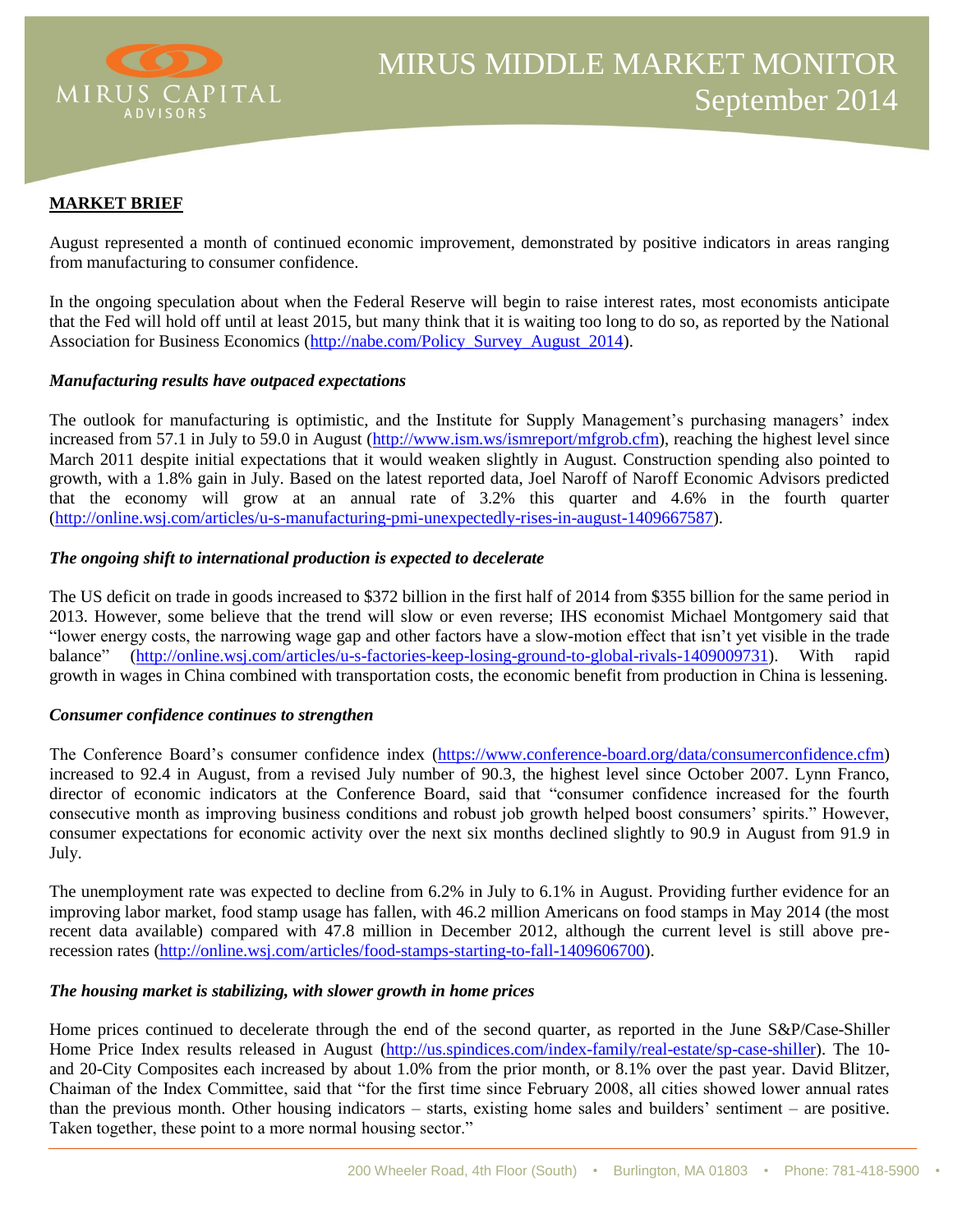# MIRUS MIDDLE MARKET MONITOR
## September 2014

MIRUS CAPITAL ADVISORS

**MARKET BRIEF**

August represented a month of continued economic improvement, demonstrated by positive indicators in areas ranging from manufacturing to consumer confidence.

In the ongoing speculation about when the Federal Reserve will begin to raise interest rates, most economists anticipate that the Fed will hold off until at least 2015, but many think that it is waiting too long to do so, as reported by the National Association for Business Economics (http://nabe.com/Policy_Survey_August_2014).

***Manufacturing results have outpaced expectations***

The outlook for manufacturing is optimistic, and the Institute for Supply Management's purchasing managers' index increased from 57.1 in July to 59.0 in August (http://www.ism.ws/ismreport/mfgrob.cfm), reaching the highest level since March 2011 despite initial expectations that it would weaken slightly in August. Construction spending also pointed to growth, with a 1.8% gain in July. Based on the latest reported data, Joel Naroff of Naroff Economic Advisors predicted that the economy will grow at an annual rate of 3.2% this quarter and 4.6% in the fourth quarter (http://online.wsj.com/articles/u-s-manufacturing-pmi-unexpectedly-rises-in-august-1409667587).

***The ongoing shift to international production is expected to decelerate***

The US deficit on trade in goods increased to $372 billion in the first half of 2014 from $355 billion for the same period in 2013. However, some believe that the trend will slow or even reverse; IHS economist Michael Montgomery said that "lower energy costs, the narrowing wage gap and other factors have a slow-motion effect that isn't yet visible in the trade balance" (http://online.wsj.com/articles/u-s-factories-keep-losing-ground-to-global-rivals-1409009731). With rapid growth in wages in China combined with transportation costs, the economic benefit from production in China is lessening.

***Consumer confidence continues to strengthen***

The Conference Board's consumer confidence index (https://www.conference-board.org/data/consumerconfidence.cfm) increased to 92.4 in August, from a revised July number of 90.3, the highest level since October 2007. Lynn Franco, director of economic indicators at the Conference Board, said that "consumer confidence increased for the fourth consecutive month as improving business conditions and robust job growth helped boost consumers' spirits." However, consumer expectations for economic activity over the next six months declined slightly to 90.9 in August from 91.9 in July.

The unemployment rate was expected to decline from 6.2% in July to 6.1% in August. Providing further evidence for an improving labor market, food stamp usage has fallen, with 46.2 million Americans on food stamps in May 2014 (the most recent data available) compared with 47.8 million in December 2012, although the current level is still above pre-recession rates (http://online.wsj.com/articles/food-stamps-starting-to-fall-1409606700).

***The housing market is stabilizing, with slower growth in home prices***

Home prices continued to decelerate through the end of the second quarter, as reported in the June S&P/Case-Shiller Home Price Index results released in August (http://us.spindices.com/index-family/real-estate/sp-case-shiller). The 10- and 20-City Composites each increased by about 1.0% from the prior month, or 8.1% over the past year. David Blitzer, Chaiman of the Index Committee, said that "for the first time since February 2008, all cities showed lower annual rates than the previous month. Other housing indicators – starts, existing home sales and builders' sentiment – are positive. Taken together, these point to a more normal housing sector."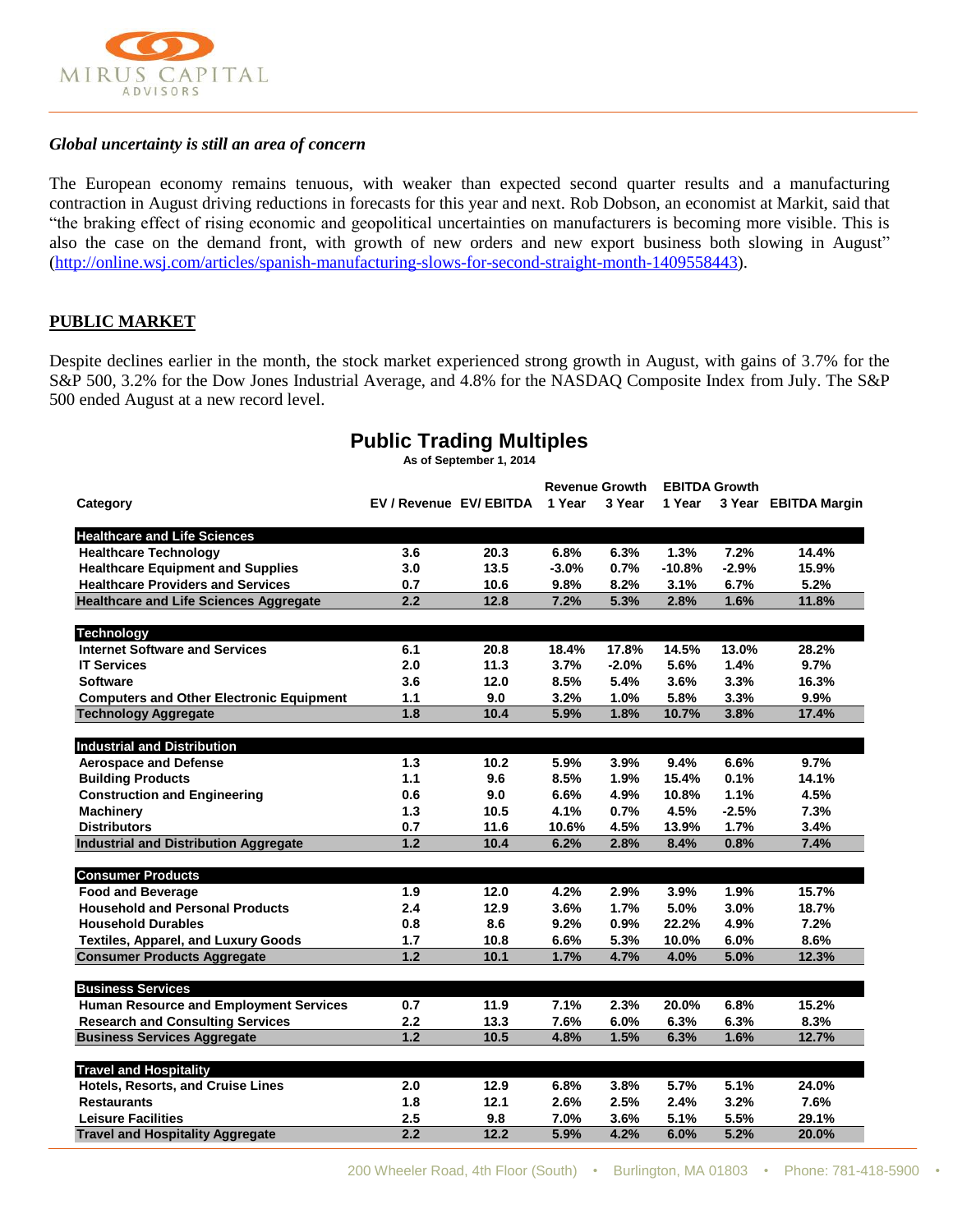*Global uncertainty is still an area of concern*

The European economy remains tenuous, with weaker than expected second quarter results and a manufacturing contraction in August driving reductions in forecasts for this year and next. Rob Dobson, an economist at Markit, said that "the braking effect of rising economic and geopolitical uncertainties on manufacturers is becoming more visible. This is also the case on the demand front, with growth of new orders and new export business both slowing in August" (http://online.wsj.com/articles/spanish-manufacturing-slows-for-second-straight-month-1409558443).

## PUBLIC MARKET

Despite declines earlier in the month, the stock market experienced strong growth in August, with gains of 3.7% for the S&P 500, 3.2% for the Dow Jones Industrial Average, and 4.8% for the NASDAQ Composite Index from July. The S&P 500 ended August at a new record level.

### Public Trading Multiples

As of September 1, 2014

| Category | EV / Revenue | EV/ EBITDA | Revenue Growth 1 Year | Revenue Growth 3 Year | EBITDA Growth 1 Year | EBITDA Growth 3 Year | EBITDA Margin |
|---|---|---|---|---|---|---|---|
| **Healthcare and Life Sciences** | | | | | | | |
| Healthcare Technology | 3.6 | 20.3 | 6.8% | 6.3% | 1.3% | 7.2% | 14.4% |
| Healthcare Equipment and Supplies | 3.0 | 13.5 | -3.0% | 0.7% | -10.8% | -2.9% | 15.9% |
| Healthcare Providers and Services | 0.7 | 10.6 | 9.8% | 8.2% | 3.1% | 6.7% | 5.2% |
| **Healthcare and Life Sciences Aggregate** | **2.2** | **12.8** | **7.2%** | **5.3%** | **2.8%** | **1.6%** | **11.8%** |
| **Technology** | | | | | | | |
| Internet Software and Services | 6.1 | 20.8 | 18.4% | 17.8% | 14.5% | 13.0% | 28.2% |
| IT Services | 2.0 | 11.3 | 3.7% | -2.0% | 5.6% | 1.4% | 9.7% |
| Software | 3.6 | 12.0 | 8.5% | 5.4% | 3.6% | 3.3% | 16.3% |
| Computers and Other Electronic Equipment | 1.1 | 9.0 | 3.2% | 1.0% | 5.8% | 3.3% | 9.9% |
| **Technology Aggregate** | **1.8** | **10.4** | **5.9%** | **1.8%** | **10.7%** | **3.8%** | **17.4%** |
| **Industrial and Distribution** | | | | | | | |
| Aerospace and Defense | 1.3 | 10.2 | 5.9% | 3.9% | 9.4% | 6.6% | 9.7% |
| Building Products | 1.1 | 9.6 | 8.5% | 1.9% | 15.4% | 0.1% | 14.1% |
| Construction and Engineering | 0.6 | 9.0 | 6.6% | 4.9% | 10.8% | 1.1% | 4.5% |
| Machinery | 1.3 | 10.5 | 4.1% | 0.7% | 4.5% | -2.5% | 7.3% |
| Distributors | 0.7 | 11.6 | 10.6% | 4.5% | 13.9% | 1.7% | 3.4% |
| **Industrial and Distribution Aggregate** | **1.2** | **10.4** | **6.2%** | **2.8%** | **8.4%** | **0.8%** | **7.4%** |
| **Consumer Products** | | | | | | | |
| Food and Beverage | 1.9 | 12.0 | 4.2% | 2.9% | 3.9% | 1.9% | 15.7% |
| Household and Personal Products | 2.4 | 12.9 | 3.6% | 1.7% | 5.0% | 3.0% | 18.7% |
| Household Durables | 0.8 | 8.6 | 9.2% | 0.9% | 22.2% | 4.9% | 7.2% |
| Textiles, Apparel, and Luxury Goods | 1.7 | 10.8 | 6.6% | 5.3% | 10.0% | 6.0% | 8.6% |
| **Consumer Products Aggregate** | **1.2** | **10.1** | **1.7%** | **4.7%** | **4.0%** | **5.0%** | **12.3%** |
| **Business Services** | | | | | | | |
| Human Resource and Employment Services | 0.7 | 11.9 | 7.1% | 2.3% | 20.0% | 6.8% | 15.2% |
| Research and Consulting Services | 2.2 | 13.3 | 7.6% | 6.0% | 6.3% | 6.3% | 8.3% |
| **Business Services Aggregate** | **1.2** | **10.5** | **4.8%** | **1.5%** | **6.3%** | **1.6%** | **12.7%** |
| **Travel and Hospitality** | | | | | | | |
| Hotels, Resorts, and Cruise Lines | 2.0 | 12.9 | 6.8% | 3.8% | 5.7% | 5.1% | 24.0% |
| Restaurants | 1.8 | 12.1 | 2.6% | 2.5% | 2.4% | 3.2% | 7.6% |
| Leisure Facilities | 2.5 | 9.8 | 7.0% | 3.6% | 5.1% | 5.5% | 29.1% |
| **Travel and Hospitality Aggregate** | **2.2** | **12.2** | **5.9%** | **4.2%** | **6.0%** | **5.2%** | **20.0%** |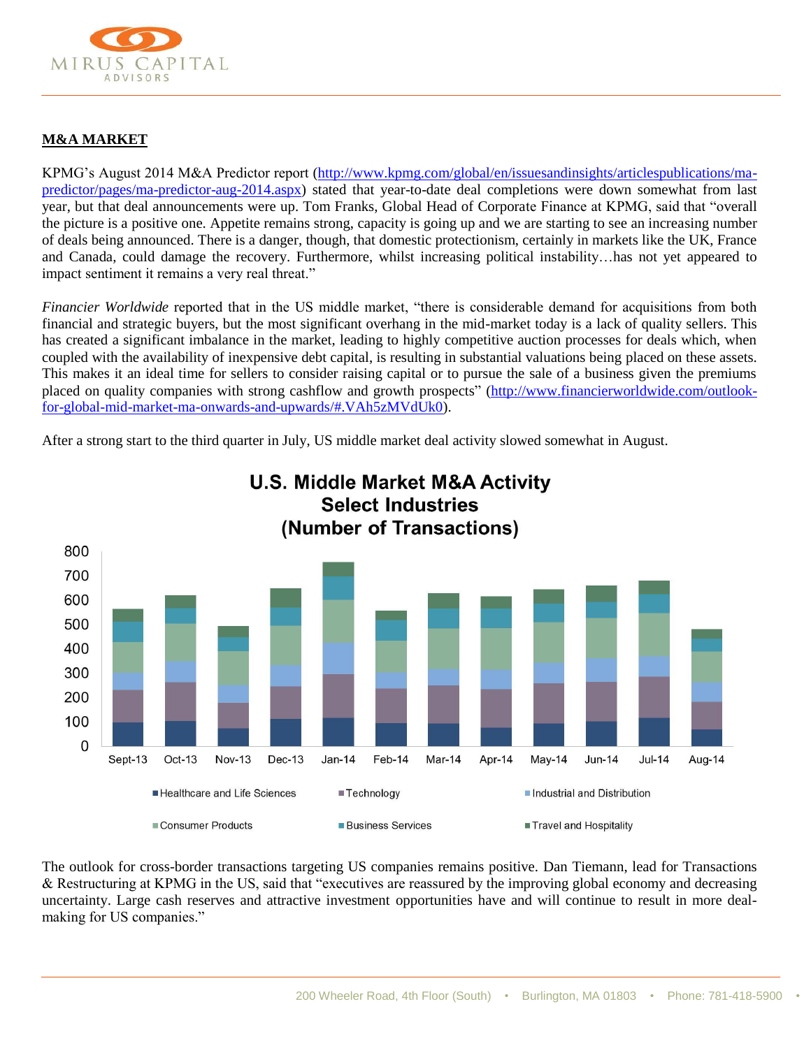## M&A MARKET

KPMG's August 2014 M&A Predictor report (http://www.kpmg.com/global/en/issuesandinsights/articlespublications/ma-predictor/pages/ma-predictor-aug-2014.aspx) stated that year-to-date deal completions were down somewhat from last year, but that deal announcements were up. Tom Franks, Global Head of Corporate Finance at KPMG, said that "overall the picture is a positive one. Appetite remains strong, capacity is going up and we are starting to see an increasing number of deals being announced. There is a danger, though, that domestic protectionism, certainly in markets like the UK, France and Canada, could damage the recovery. Furthermore, whilst increasing political instability…has not yet appeared to impact sentiment it remains a very real threat."

*Financier Worldwide* reported that in the US middle market, "there is considerable demand for acquisitions from both financial and strategic buyers, but the most significant overhang in the mid-market today is a lack of quality sellers. This has created a significant imbalance in the market, leading to highly competitive auction processes for deals which, when coupled with the availability of inexpensive debt capital, is resulting in substantial valuations being placed on these assets. This makes it an ideal time for sellers to consider raising capital or to pursue the sale of a business given the premiums placed on quality companies with strong cashflow and growth prospects" (http://www.financierworldwide.com/outlook-for-global-mid-market-ma-onwards-and-upwards/#.VAh5zMVdUk0).

After a strong start to the third quarter in July, US middle market deal activity slowed somewhat in August.

**U.S. Middle Market M&A Activity Select Industries (Number of Transactions)**

Sept-13, Oct-13, Nov-13, Dec-13, Jan-14, Feb-14, Mar-14, Apr-14, May-14, Jun-14, Jul-14, Aug-14

Healthcare and Life Sciences; Technology; Industrial and Distribution; Consumer Products; Business Services; Travel and Hospitality

The outlook for cross-border transactions targeting US companies remains positive. Dan Tiemann, lead for Transactions & Restructuring at KPMG in the US, said that "executives are reassured by the improving global economy and decreasing uncertainty. Large cash reserves and attractive investment opportunities have and will continue to result in more deal-making for US companies."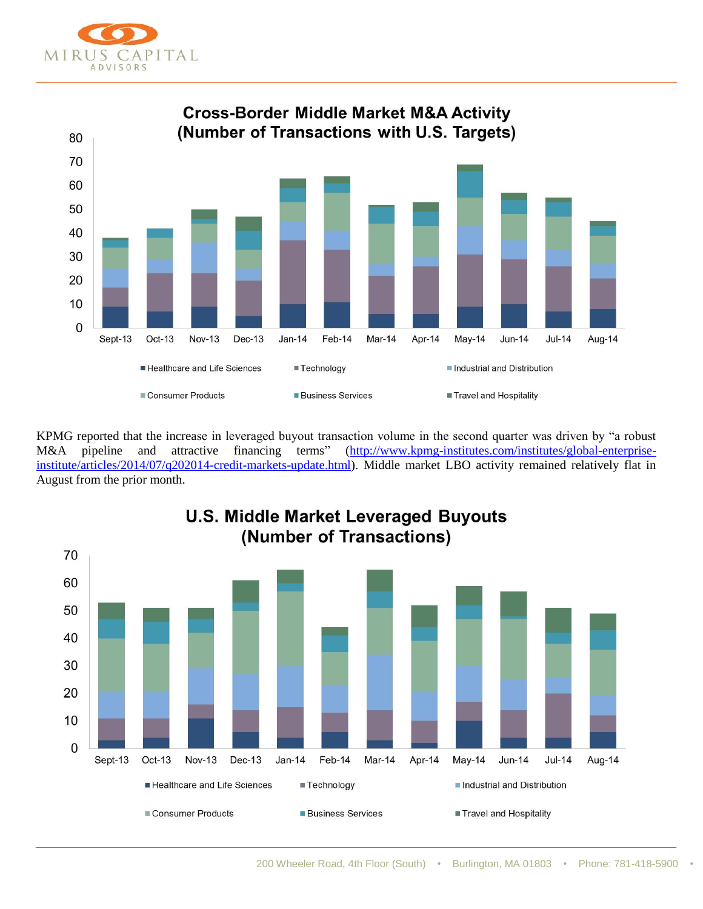**Cross-Border Middle Market M&A Activity (Number of Transactions with U.S. Targets)**

Legend: Healthcare and Life Sciences; Technology; Industrial and Distribution; Consumer Products; Business Services; Travel and Hospitality

Months: Sept-13, Oct-13, Nov-13, Dec-13, Jan-14, Feb-14, Mar-14, Apr-14, May-14, Jun-14, Jul-14, Aug-14

KPMG reported that the increase in leveraged buyout transaction volume in the second quarter was driven by "a robust M&A pipeline and attractive financing terms" (http://www.kpmg-institutes.com/institutes/global-enterprise-institute/articles/2014/07/q202014-credit-markets-update.html). Middle market LBO activity remained relatively flat in August from the prior month.

**U.S. Middle Market Leveraged Buyouts (Number of Transactions)**

Legend: Healthcare and Life Sciences; Technology; Industrial and Distribution; Consumer Products; Business Services; Travel and Hospitality

Months: Sept-13, Oct-13, Nov-13, Dec-13, Jan-14, Feb-14, Mar-14, Apr-14, May-14, Jun-14, Jul-14, Aug-14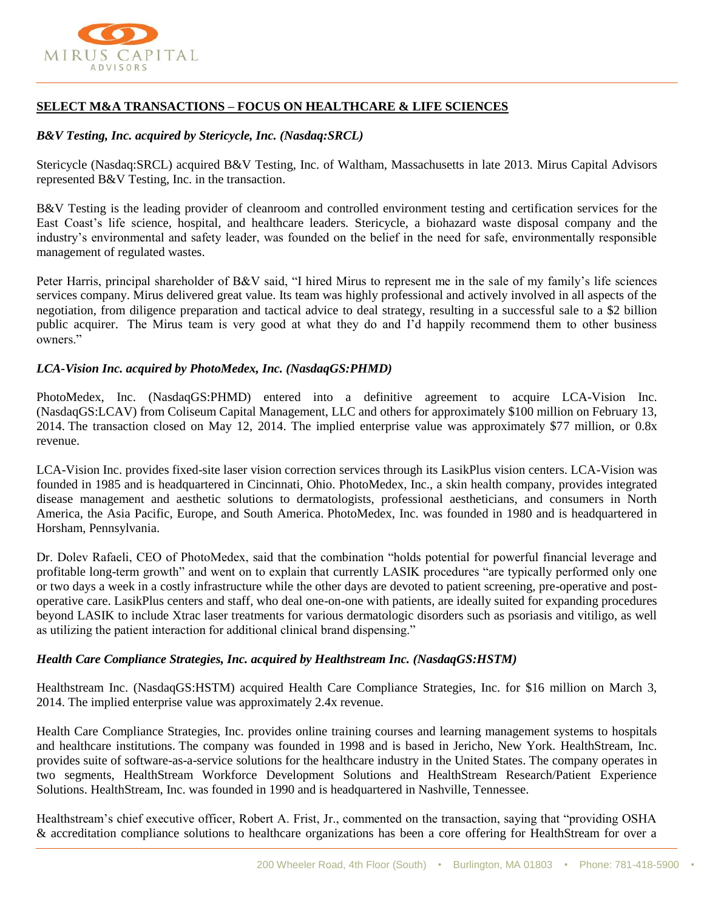## SELECT M&A TRANSACTIONS – FOCUS ON HEALTHCARE & LIFE SCIENCES

***B&V Testing, Inc. acquired by Stericycle, Inc. (Nasdaq:SRCL)***

Stericycle (Nasdaq:SRCL) acquired B&V Testing, Inc. of Waltham, Massachusetts in late 2013. Mirus Capital Advisors represented B&V Testing, Inc. in the transaction.

B&V Testing is the leading provider of cleanroom and controlled environment testing and certification services for the East Coast's life science, hospital, and healthcare leaders. Stericycle, a biohazard waste disposal company and the industry's environmental and safety leader, was founded on the belief in the need for safe, environmentally responsible management of regulated wastes.

Peter Harris, principal shareholder of B&V said, "I hired Mirus to represent me in the sale of my family's life sciences services company. Mirus delivered great value. Its team was highly professional and actively involved in all aspects of the negotiation, from diligence preparation and tactical advice to deal strategy, resulting in a successful sale to a $2 billion public acquirer. The Mirus team is very good at what they do and I'd happily recommend them to other business owners."

***LCA-Vision Inc. acquired by PhotoMedex, Inc. (NasdaqGS:PHMD)***

PhotoMedex, Inc. (NasdaqGS:PHMD) entered into a definitive agreement to acquire LCA-Vision Inc. (NasdaqGS:LCAV) from Coliseum Capital Management, LLC and others for approximately $100 million on February 13, 2014. The transaction closed on May 12, 2014. The implied enterprise value was approximately $77 million, or 0.8x revenue.

LCA-Vision Inc. provides fixed-site laser vision correction services through its LasikPlus vision centers. LCA-Vision was founded in 1985 and is headquartered in Cincinnati, Ohio. PhotoMedex, Inc., a skin health company, provides integrated disease management and aesthetic solutions to dermatologists, professional aestheticians, and consumers in North America, the Asia Pacific, Europe, and South America. PhotoMedex, Inc. was founded in 1980 and is headquartered in Horsham, Pennsylvania.

Dr. Dolev Rafaeli, CEO of PhotoMedex, said that the combination "holds potential for powerful financial leverage and profitable long-term growth" and went on to explain that currently LASIK procedures "are typically performed only one or two days a week in a costly infrastructure while the other days are devoted to patient screening, pre-operative and post-operative care. LasikPlus centers and staff, who deal one-on-one with patients, are ideally suited for expanding procedures beyond LASIK to include Xtrac laser treatments for various dermatologic disorders such as psoriasis and vitiligo, as well as utilizing the patient interaction for additional clinical brand dispensing."

***Health Care Compliance Strategies, Inc. acquired by Healthstream Inc. (NasdaqGS:HSTM)***

Healthstream Inc. (NasdaqGS:HSTM) acquired Health Care Compliance Strategies, Inc. for $16 million on March 3, 2014. The implied enterprise value was approximately 2.4x revenue.

Health Care Compliance Strategies, Inc. provides online training courses and learning management systems to hospitals and healthcare institutions. The company was founded in 1998 and is based in Jericho, New York. HealthStream, Inc. provides suite of software-as-a-service solutions for the healthcare industry in the United States. The company operates in two segments, HealthStream Workforce Development Solutions and HealthStream Research/Patient Experience Solutions. HealthStream, Inc. was founded in 1990 and is headquartered in Nashville, Tennessee.

Healthstream's chief executive officer, Robert A. Frist, Jr., commented on the transaction, saying that "providing OSHA & accreditation compliance solutions to healthcare organizations has been a core offering for HealthStream for over a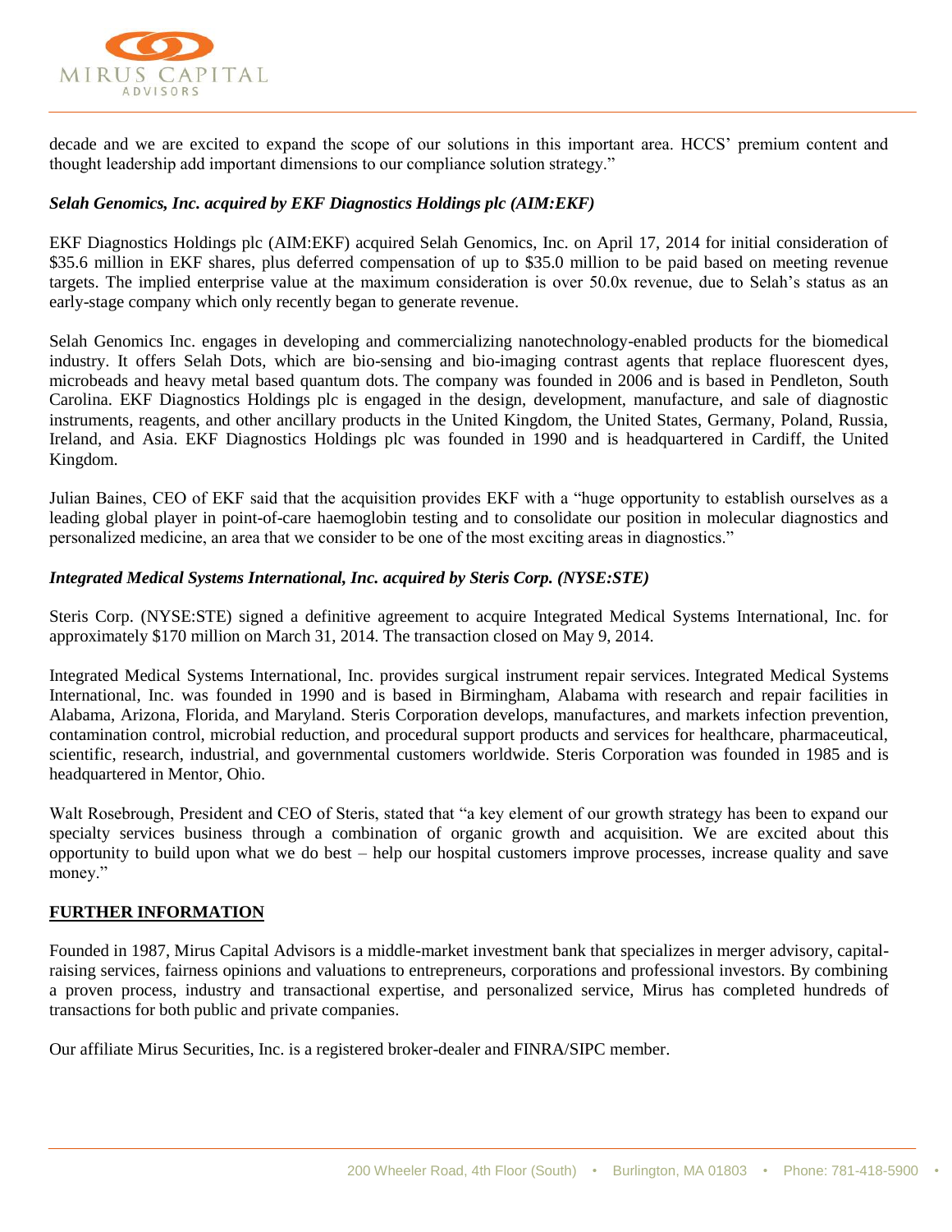decade and we are excited to expand the scope of our solutions in this important area. HCCS' premium content and thought leadership add important dimensions to our compliance solution strategy."

***Selah Genomics, Inc. acquired by EKF Diagnostics Holdings plc (AIM:EKF)***

EKF Diagnostics Holdings plc (AIM:EKF) acquired Selah Genomics, Inc. on April 17, 2014 for initial consideration of $35.6 million in EKF shares, plus deferred compensation of up to $35.0 million to be paid based on meeting revenue targets. The implied enterprise value at the maximum consideration is over 50.0x revenue, due to Selah's status as an early-stage company which only recently began to generate revenue.

Selah Genomics Inc. engages in developing and commercializing nanotechnology-enabled products for the biomedical industry. It offers Selah Dots, which are bio-sensing and bio-imaging contrast agents that replace fluorescent dyes, microbeads and heavy metal based quantum dots. The company was founded in 2006 and is based in Pendleton, South Carolina. EKF Diagnostics Holdings plc is engaged in the design, development, manufacture, and sale of diagnostic instruments, reagents, and other ancillary products in the United Kingdom, the United States, Germany, Poland, Russia, Ireland, and Asia. EKF Diagnostics Holdings plc was founded in 1990 and is headquartered in Cardiff, the United Kingdom.

Julian Baines, CEO of EKF said that the acquisition provides EKF with a "huge opportunity to establish ourselves as a leading global player in point-of-care haemoglobin testing and to consolidate our position in molecular diagnostics and personalized medicine, an area that we consider to be one of the most exciting areas in diagnostics."

***Integrated Medical Systems International, Inc. acquired by Steris Corp. (NYSE:STE)***

Steris Corp. (NYSE:STE) signed a definitive agreement to acquire Integrated Medical Systems International, Inc. for approximately $170 million on March 31, 2014. The transaction closed on May 9, 2014.

Integrated Medical Systems International, Inc. provides surgical instrument repair services. Integrated Medical Systems International, Inc. was founded in 1990 and is based in Birmingham, Alabama with research and repair facilities in Alabama, Arizona, Florida, and Maryland. Steris Corporation develops, manufactures, and markets infection prevention, contamination control, microbial reduction, and procedural support products and services for healthcare, pharmaceutical, scientific, research, industrial, and governmental customers worldwide. Steris Corporation was founded in 1985 and is headquartered in Mentor, Ohio.

Walt Rosebrough, President and CEO of Steris, stated that "a key element of our growth strategy has been to expand our specialty services business through a combination of organic growth and acquisition. We are excited about this opportunity to build upon what we do best – help our hospital customers improve processes, increase quality and save money."

**FURTHER INFORMATION**

Founded in 1987, Mirus Capital Advisors is a middle-market investment bank that specializes in merger advisory, capital-raising services, fairness opinions and valuations to entrepreneurs, corporations and professional investors. By combining a proven process, industry and transactional expertise, and personalized service, Mirus has completed hundreds of transactions for both public and private companies.

Our affiliate Mirus Securities, Inc. is a registered broker-dealer and FINRA/SIPC member.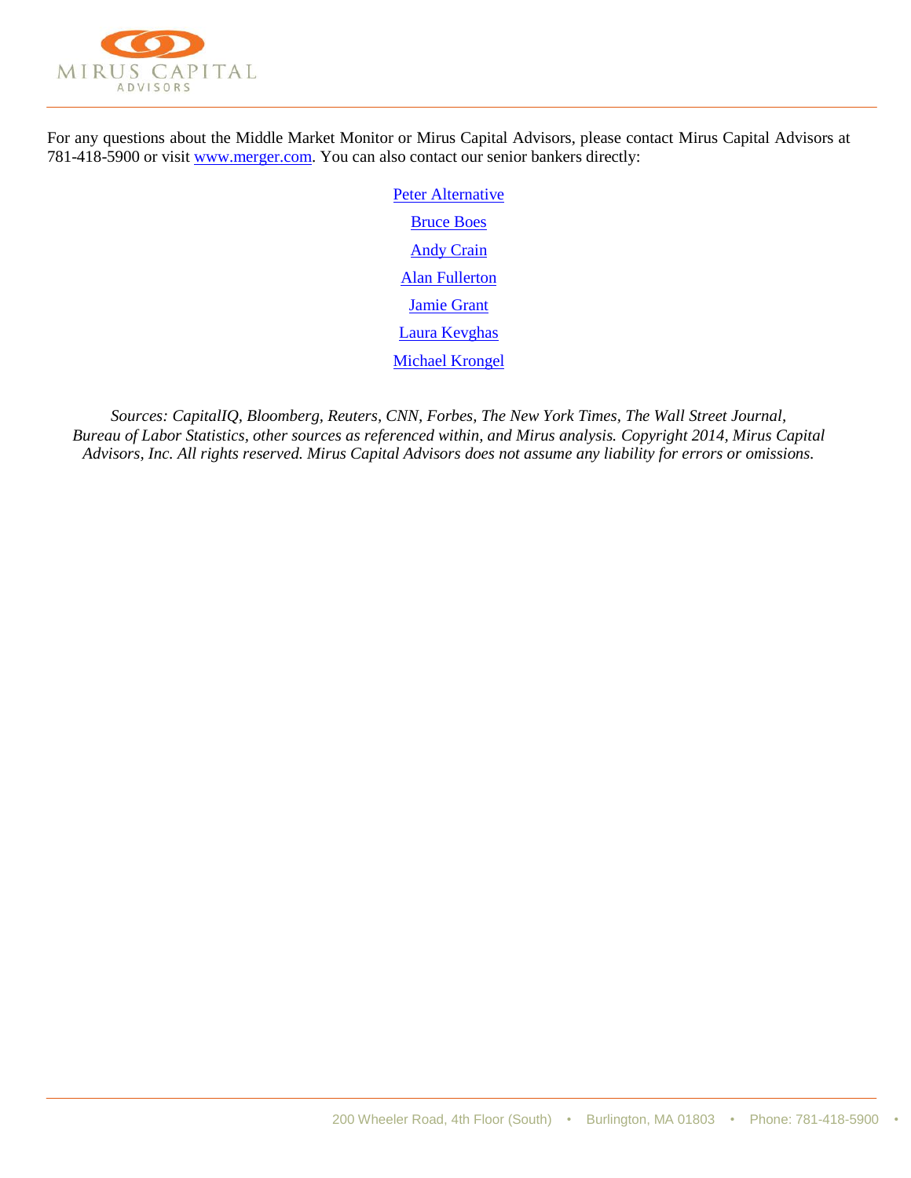For any questions about the Middle Market Monitor or Mirus Capital Advisors, please contact Mirus Capital Advisors at 781-418-5900 or visit www.merger.com. You can also contact our senior bankers directly:

Peter Alternative

Bruce Boes

Andy Crain

Alan Fullerton

Jamie Grant

Laura Kevghas

Michael Krongel

*Sources: CapitalIQ, Bloomberg, Reuters, CNN, Forbes, The New York Times, The Wall Street Journal, Bureau of Labor Statistics, other sources as referenced within, and Mirus analysis. Copyright 2014, Mirus Capital Advisors, Inc. All rights reserved. Mirus Capital Advisors does not assume any liability for errors or omissions.*